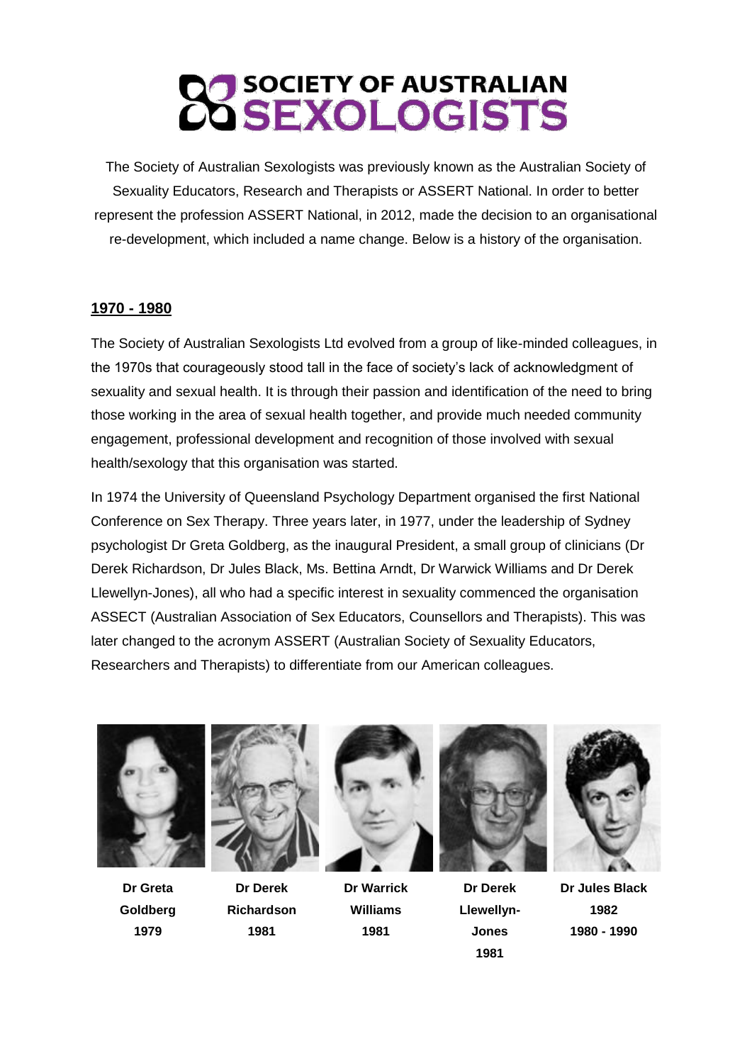# SOCIETY OF AUSTRALIAN SEXOLOGISTS

The Society of Australian Sexologists was previously known as the Australian Society of Sexuality Educators, Research and Therapists or ASSERT National. In order to better represent the profession ASSERT National, in 2012, made the decision to an organisational re-development, which included a name change. Below is a history of the organisation.

## 1970 - 1980

The Society of Australian Sexologists Ltd evolved from a group of like-minded colleagues, in the 1970s that courageously stood tall in the face of society's lack of acknowledgment of sexuality and sexual health. It is through their passion and identification of the need to bring those working in the area of sexual health together, and provide much needed community engagement, professional development and recognition of those involved with sexual health/sexology that this organisation was started.

In 1974 the University of Queensland Psychology Department organised the first National Conference on Sex Therapy. Three years later, in 1977, under the leadership of Sydney psychologist Dr Greta Goldberg, as the inaugural President, a small group of clinicians (Dr Derek Richardson, Dr Jules Black, Ms. Bettina Arndt, Dr Warwick Williams and Dr Derek Llewellyn-Jones), all who had a specific interest in sexuality commenced the organisation ASSECT (Australian Association of Sex Educators, Counsellors and Therapists). This was later changed to the acronym ASSERT (Australian Society of Sexuality Educators, Researchers and Therapists) to differentiate from our American colleagues.

**Dr Greta Goldberg**
**1979**

**Dr Derek Richardson**
**1981**

**Dr Warrick Williams**
**1981**

**Dr Derek Llewellyn-Jones**
**1981**

**Dr Jules Black**
**1982**
**1980 - 1990**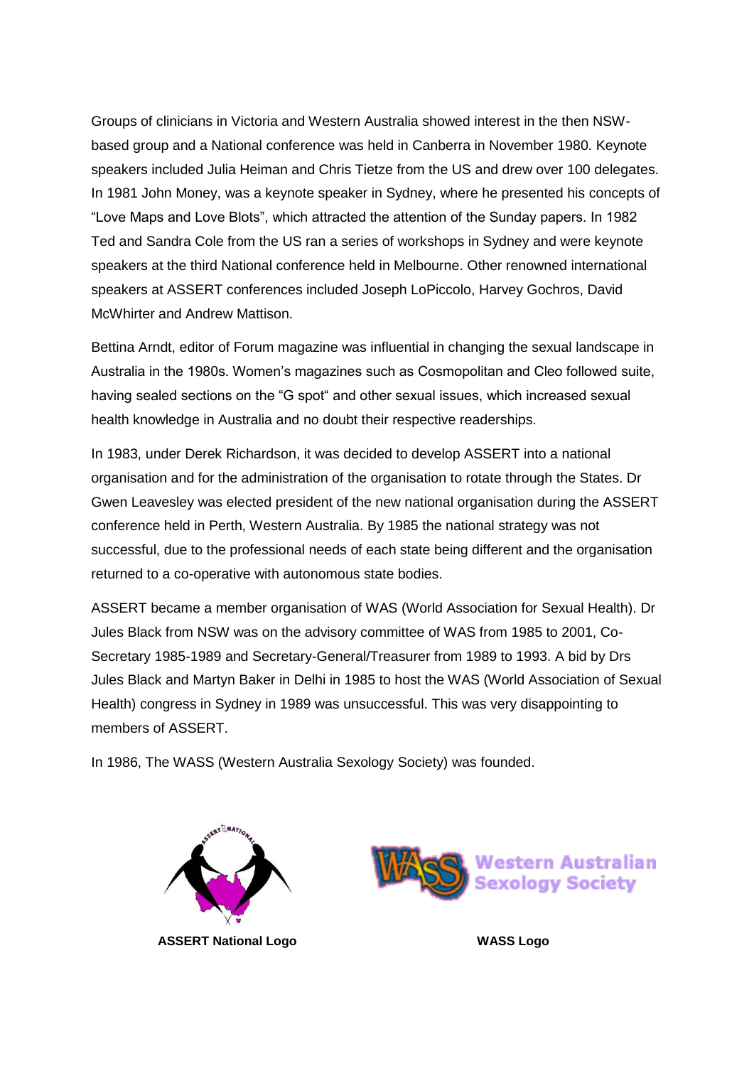Groups of clinicians in Victoria and Western Australia showed interest in the then NSW-based group and a National conference was held in Canberra in November 1980. Keynote speakers included Julia Heiman and Chris Tietze from the US and drew over 100 delegates. In 1981 John Money, was a keynote speaker in Sydney, where he presented his concepts of "Love Maps and Love Blots", which attracted the attention of the Sunday papers. In 1982 Ted and Sandra Cole from the US ran a series of workshops in Sydney and were keynote speakers at the third National conference held in Melbourne. Other renowned international speakers at ASSERT conferences included Joseph LoPiccolo, Harvey Gochros, David McWhirter and Andrew Mattison.

Bettina Arndt, editor of Forum magazine was influential in changing the sexual landscape in Australia in the 1980s. Women's magazines such as Cosmopolitan and Cleo followed suite, having sealed sections on the "G spot" and other sexual issues, which increased sexual health knowledge in Australia and no doubt their respective readerships.

In 1983, under Derek Richardson, it was decided to develop ASSERT into a national organisation and for the administration of the organisation to rotate through the States. Dr Gwen Leavesley was elected president of the new national organisation during the ASSERT conference held in Perth, Western Australia. By 1985 the national strategy was not successful, due to the professional needs of each state being different and the organisation returned to a co-operative with autonomous state bodies.

ASSERT became a member organisation of WAS (World Association for Sexual Health). Dr Jules Black from NSW was on the advisory committee of WAS from 1985 to 2001, Co-Secretary 1985-1989 and Secretary-General/Treasurer from 1989 to 1993. A bid by Drs Jules Black and Martyn Baker in Delhi in 1985 to host the WAS (World Association of Sexual Health) congress in Sydney in 1989 was unsuccessful. This was very disappointing to members of ASSERT.

In 1986, The WASS (Western Australia Sexology Society) was founded.

**ASSERT National Logo**

**WASS Logo**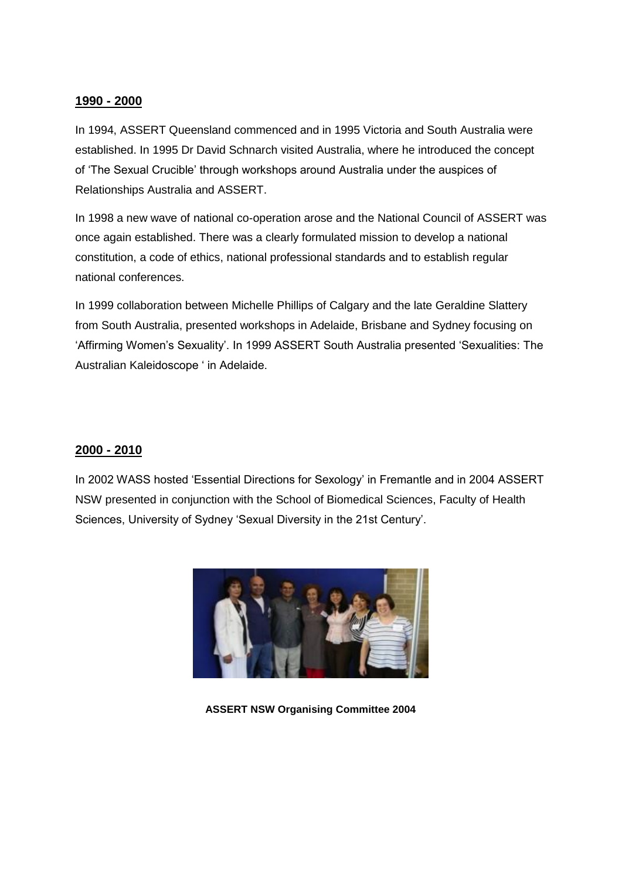## 1990 - 2000

In 1994, ASSERT Queensland commenced and in 1995 Victoria and South Australia were established. In 1995 Dr David Schnarch visited Australia, where he introduced the concept of 'The Sexual Crucible' through workshops around Australia under the auspices of Relationships Australia and ASSERT.

In 1998 a new wave of national co-operation arose and the National Council of ASSERT was once again established. There was a clearly formulated mission to develop a national constitution, a code of ethics, national professional standards and to establish regular national conferences.

In 1999 collaboration between Michelle Phillips of Calgary and the late Geraldine Slattery from South Australia, presented workshops in Adelaide, Brisbane and Sydney focusing on 'Affirming Women's Sexuality'. In 1999 ASSERT South Australia presented 'Sexualities: The Australian Kaleidoscope ' in Adelaide.

## 2000 - 2010

In 2002 WASS hosted 'Essential Directions for Sexology' in Fremantle and in 2004 ASSERT NSW presented in conjunction with the School of Biomedical Sciences, Faculty of Health Sciences, University of Sydney 'Sexual Diversity in the 21st Century'.

**ASSERT NSW Organising Committee 2004**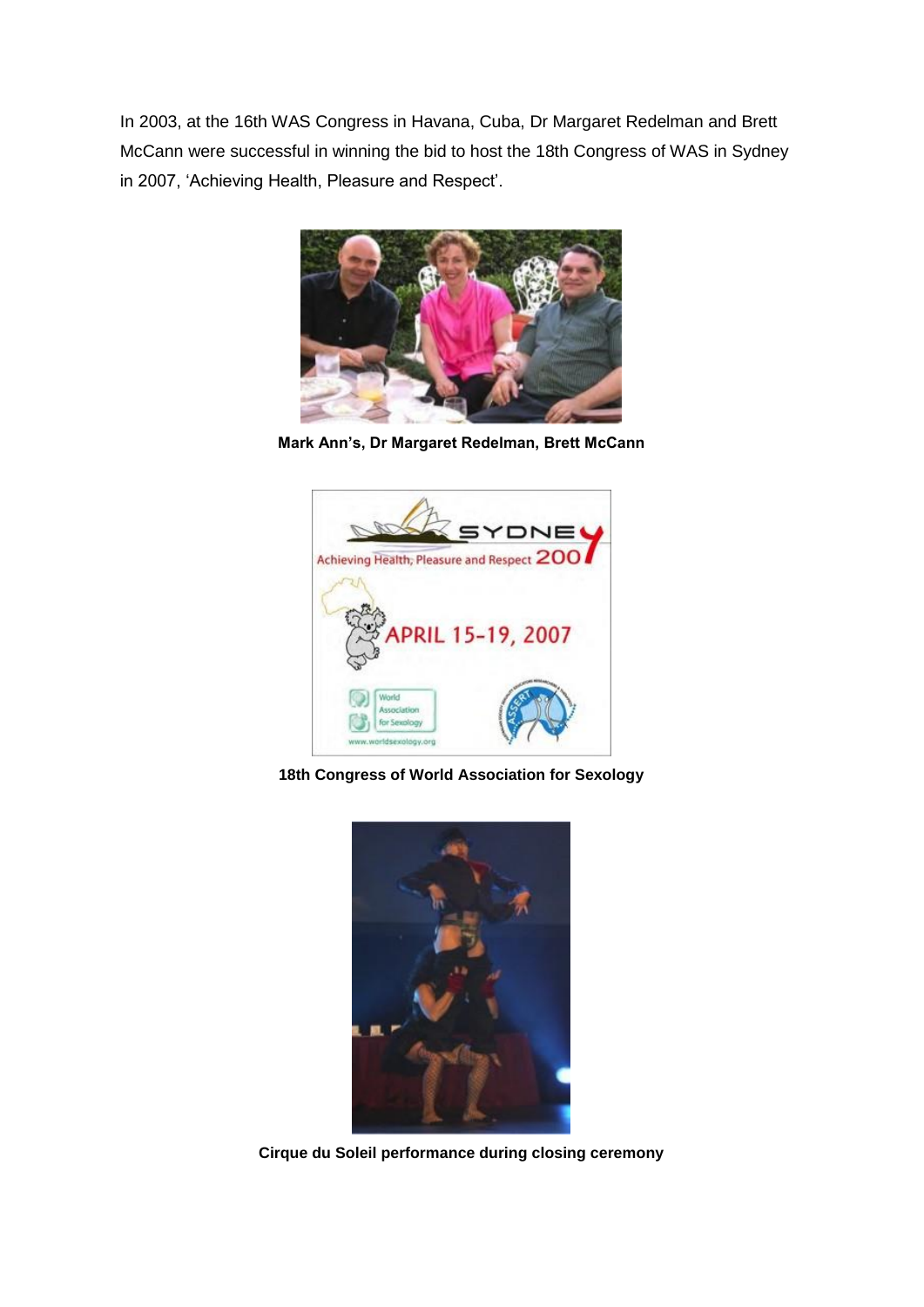In 2003, at the 16th WAS Congress in Havana, Cuba, Dr Margaret Redelman and Brett McCann were successful in winning the bid to host the 18th Congress of WAS in Sydney in 2007, 'Achieving Health, Pleasure and Respect'.

**Mark Ann's, Dr Margaret Redelman, Brett McCann**

**18th Congress of World Association for Sexology**

**Cirque du Soleil performance during closing ceremony**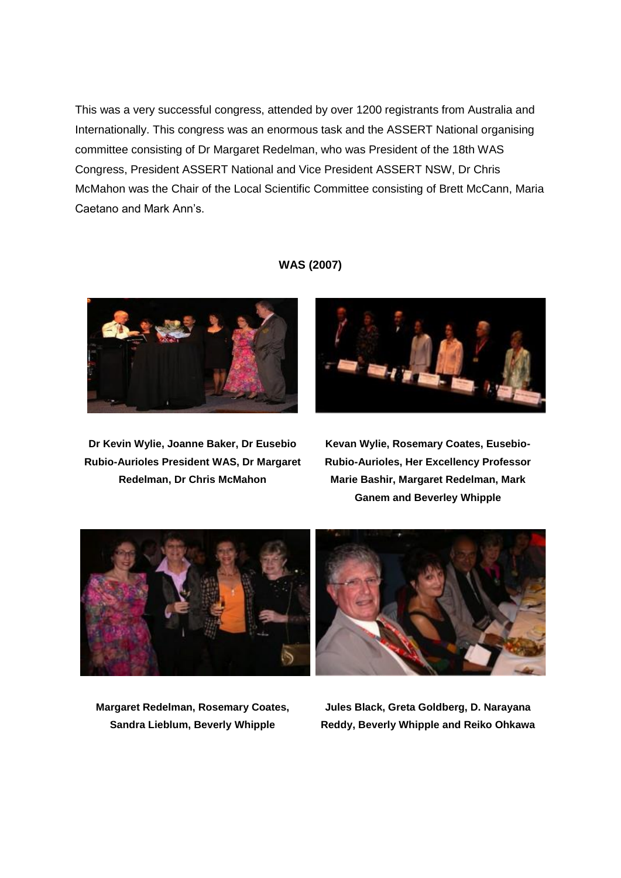This was a very successful congress, attended by over 1200 registrants from Australia and Internationally. This congress was an enormous task and the ASSERT National organising committee consisting of Dr Margaret Redelman, who was President of the 18th WAS Congress, President ASSERT National and Vice President ASSERT NSW, Dr Chris McMahon was the Chair of the Local Scientific Committee consisting of Brett McCann, Maria Caetano and Mark Ann's.

**WAS (2007)**

**Dr Kevin Wylie, Joanne Baker, Dr Eusebio Rubio-Aurioles President WAS, Dr Margaret Redelman, Dr Chris McMahon**

**Kevan Wylie, Rosemary Coates, Eusebio-Rubio-Aurioles, Her Excellency Professor Marie Bashir, Margaret Redelman, Mark Ganem and Beverley Whipple**

**Margaret Redelman, Rosemary Coates, Sandra Lieblum, Beverly Whipple**

**Jules Black, Greta Goldberg, D. Narayana Reddy, Beverly Whipple and Reiko Ohkawa**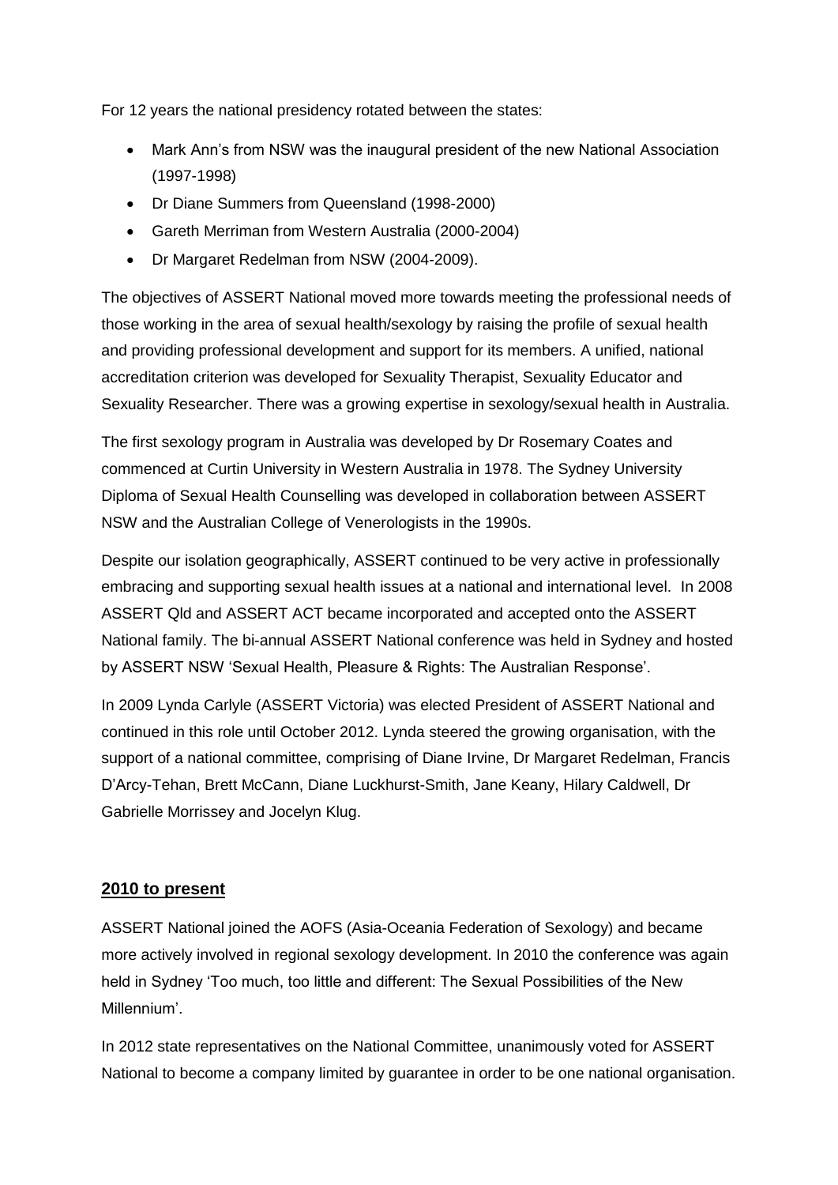For 12 years the national presidency rotated between the states:

- Mark Ann's from NSW was the inaugural president of the new National Association (1997-1998)
- Dr Diane Summers from Queensland (1998-2000)
- Gareth Merriman from Western Australia (2000-2004)
- Dr Margaret Redelman from NSW (2004-2009).

The objectives of ASSERT National moved more towards meeting the professional needs of those working in the area of sexual health/sexology by raising the profile of sexual health and providing professional development and support for its members. A unified, national accreditation criterion was developed for Sexuality Therapist, Sexuality Educator and Sexuality Researcher. There was a growing expertise in sexology/sexual health in Australia.

The first sexology program in Australia was developed by Dr Rosemary Coates and commenced at Curtin University in Western Australia in 1978. The Sydney University Diploma of Sexual Health Counselling was developed in collaboration between ASSERT NSW and the Australian College of Venerologists in the 1990s.

Despite our isolation geographically, ASSERT continued to be very active in professionally embracing and supporting sexual health issues at a national and international level. In 2008 ASSERT Qld and ASSERT ACT became incorporated and accepted onto the ASSERT National family. The bi-annual ASSERT National conference was held in Sydney and hosted by ASSERT NSW 'Sexual Health, Pleasure & Rights: The Australian Response'.

In 2009 Lynda Carlyle (ASSERT Victoria) was elected President of ASSERT National and continued in this role until October 2012. Lynda steered the growing organisation, with the support of a national committee, comprising of Diane Irvine, Dr Margaret Redelman, Francis D'Arcy-Tehan, Brett McCann, Diane Luckhurst-Smith, Jane Keany, Hilary Caldwell, Dr Gabrielle Morrissey and Jocelyn Klug.

## 2010 to present

ASSERT National joined the AOFS (Asia-Oceania Federation of Sexology) and became more actively involved in regional sexology development. In 2010 the conference was again held in Sydney 'Too much, too little and different: The Sexual Possibilities of the New Millennium'.

In 2012 state representatives on the National Committee, unanimously voted for ASSERT National to become a company limited by guarantee in order to be one national organisation.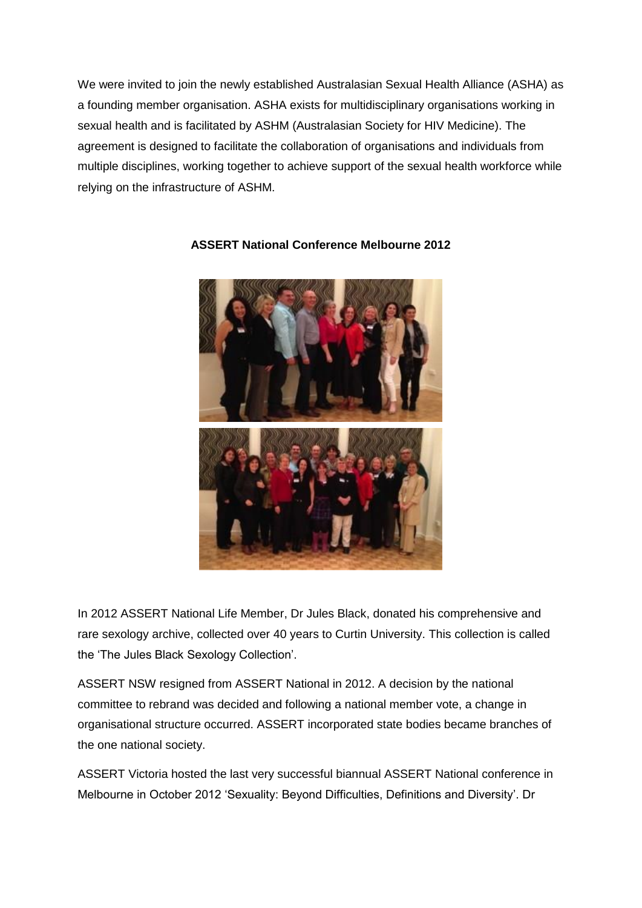We were invited to join the newly established Australasian Sexual Health Alliance (ASHA) as a founding member organisation. ASHA exists for multidisciplinary organisations working in sexual health and is facilitated by ASHM (Australasian Society for HIV Medicine). The agreement is designed to facilitate the collaboration of organisations and individuals from multiple disciplines, working together to achieve support of the sexual health workforce while relying on the infrastructure of ASHM.

**ASSERT National Conference Melbourne 2012**

In 2012 ASSERT National Life Member, Dr Jules Black, donated his comprehensive and rare sexology archive, collected over 40 years to Curtin University. This collection is called the 'The Jules Black Sexology Collection'.

ASSERT NSW resigned from ASSERT National in 2012. A decision by the national committee to rebrand was decided and following a national member vote, a change in organisational structure occurred. ASSERT incorporated state bodies became branches of the one national society.

ASSERT Victoria hosted the last very successful biannual ASSERT National conference in Melbourne in October 2012 'Sexuality: Beyond Difficulties, Definitions and Diversity'. Dr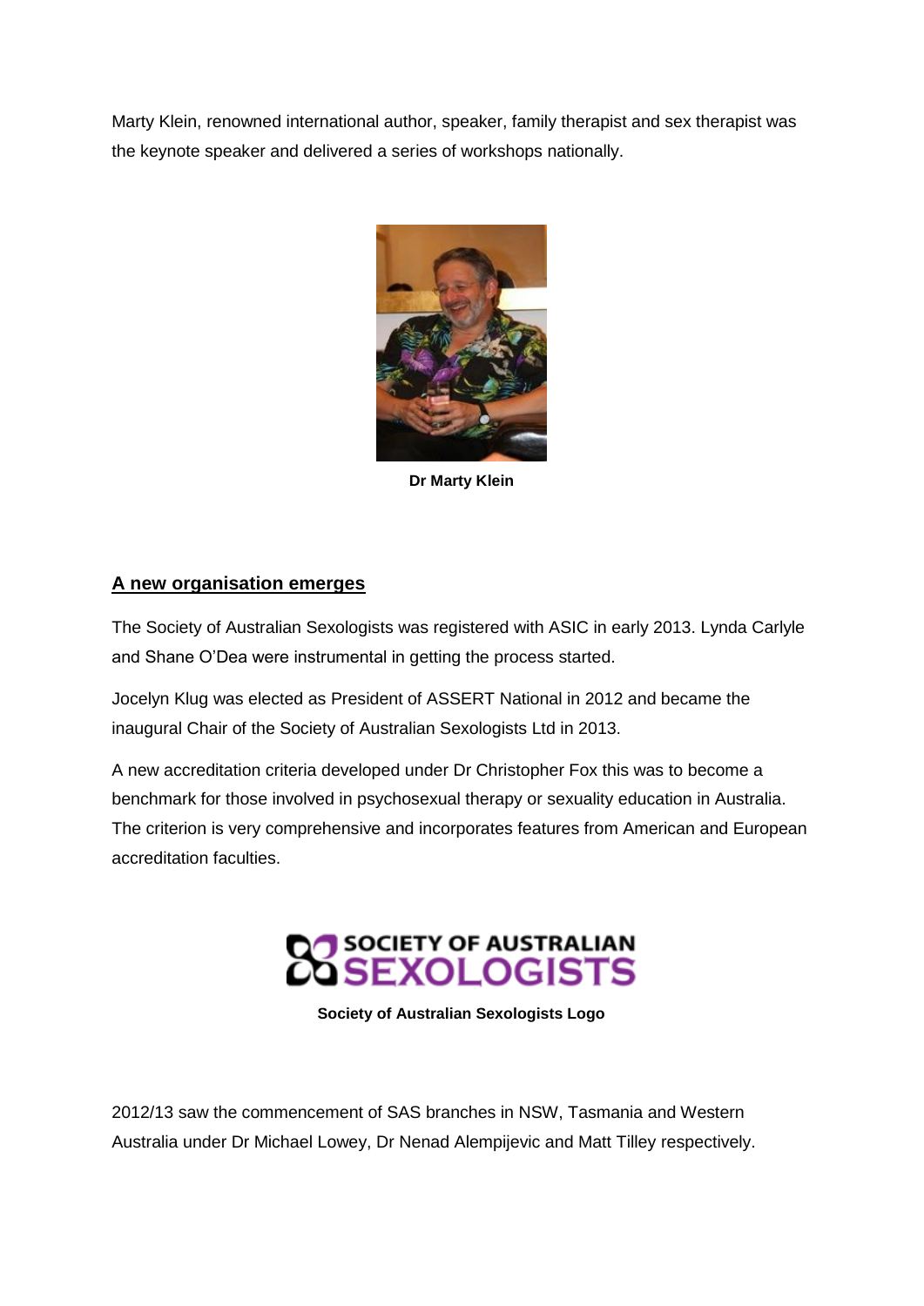Marty Klein, renowned international author, speaker, family therapist and sex therapist was the keynote speaker and delivered a series of workshops nationally.

**Dr Marty Klein**

## A new organisation emerges

The Society of Australian Sexologists was registered with ASIC in early 2013. Lynda Carlyle and Shane O'Dea were instrumental in getting the process started.

Jocelyn Klug was elected as President of ASSERT National in 2012 and became the inaugural Chair of the Society of Australian Sexologists Ltd in 2013.

A new accreditation criteria developed under Dr Christopher Fox this was to become a benchmark for those involved in psychosexual therapy or sexuality education in Australia. The criterion is very comprehensive and incorporates features from American and European accreditation faculties.

**Society of Australian Sexologists Logo**

2012/13 saw the commencement of SAS branches in NSW, Tasmania and Western Australia under Dr Michael Lowey, Dr Nenad Alempijevic and Matt Tilley respectively.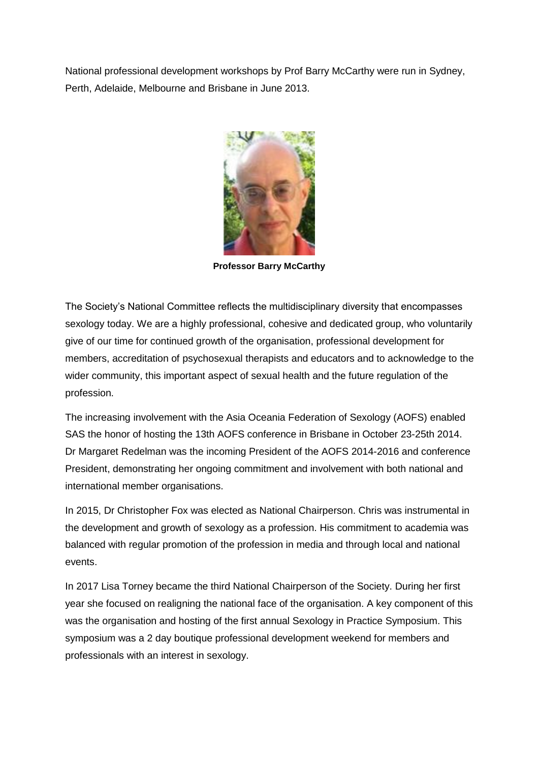National professional development workshops by Prof Barry McCarthy were run in Sydney, Perth, Adelaide, Melbourne and Brisbane in June 2013.

**Professor Barry McCarthy**

The Society's National Committee reflects the multidisciplinary diversity that encompasses sexology today. We are a highly professional, cohesive and dedicated group, who voluntarily give of our time for continued growth of the organisation, professional development for members, accreditation of psychosexual therapists and educators and to acknowledge to the wider community, this important aspect of sexual health and the future regulation of the profession.

The increasing involvement with the Asia Oceania Federation of Sexology (AOFS) enabled SAS the honor of hosting the 13th AOFS conference in Brisbane in October 23-25th 2014. Dr Margaret Redelman was the incoming President of the AOFS 2014-2016 and conference President, demonstrating her ongoing commitment and involvement with both national and international member organisations.

In 2015, Dr Christopher Fox was elected as National Chairperson. Chris was instrumental in the development and growth of sexology as a profession. His commitment to academia was balanced with regular promotion of the profession in media and through local and national events.

In 2017 Lisa Torney became the third National Chairperson of the Society. During her first year she focused on realigning the national face of the organisation. A key component of this was the organisation and hosting of the first annual Sexology in Practice Symposium. This symposium was a 2 day boutique professional development weekend for members and professionals with an interest in sexology.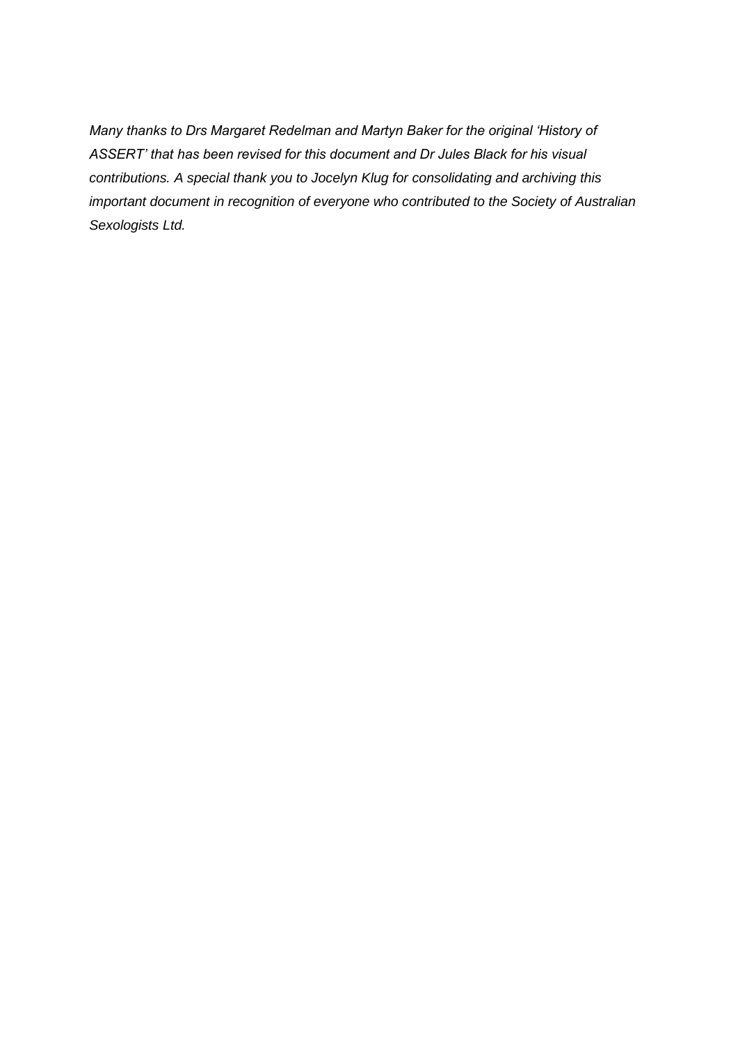*Many thanks to Drs Margaret Redelman and Martyn Baker for the original 'History of ASSERT' that has been revised for this document and Dr Jules Black for his visual contributions. A special thank you to Jocelyn Klug for consolidating and archiving this important document in recognition of everyone who contributed to the Society of Australian Sexologists Ltd.*